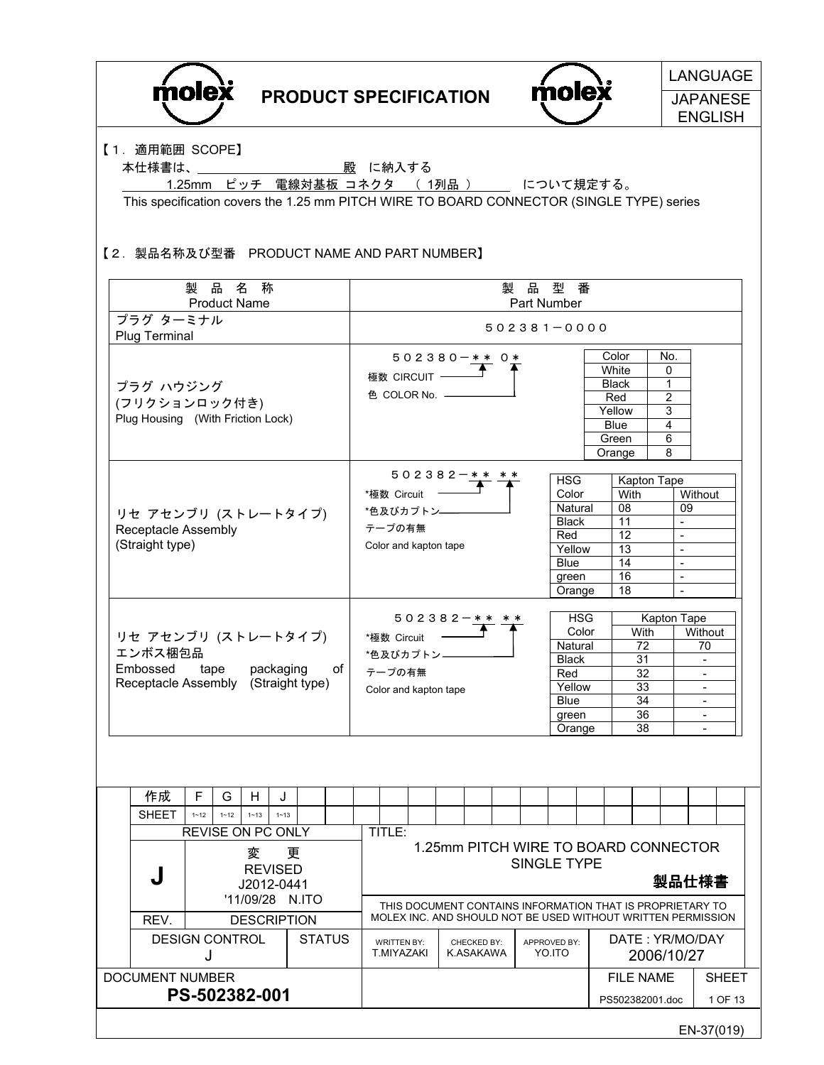PRODUCT SPECIFICATION

LANGUAGE: JAPANESE ENGLISH

## 【1．適用範囲 SCOPE】

本仕様書は、\_\_\_\_\_\_\_\_\_\_\_\_\_\_\_\_\_\_\_\_殿 に納入する

1.25mm ピッチ 電線対基板 コネクタ （ 1列品 ） について規定する。

This specification covers the 1.25 mm PITCH WIRE TO BOARD CONNECTOR (SINGLE TYPE) series

## 【2．製品名称及び型番 PRODUCT NAME AND PART NUMBER】

| 製品名称 Product Name | 製品型番 Part Number |
|---|---|
| プラグ ターミナル Plug Terminal | ５０２３８１－００００ |
| プラグ ハウジング (フリクションロック付き) Plug Housing (With Friction Lock) | ５０２３８０－＊＊ ０＊ (極数 CIRCUIT: ＊＊; 色 COLOR No.: ＊) — see Color table A |
| リセ アセンブリ (ストレートタイプ) Receptacle Assembly (Straight type) | ５０２３８２－＊＊ ＊＊ (*極数 Circuit: first ＊＊; *色及びカプトンテープの有無 Color and kapton tape: second ＊＊) — see Color table B |
| リセ アセンブリ (ストレートタイプ) エンボス梱包品 Embossed tape packaging of Receptacle Assembly (Straight type) | ５０２３８２－＊＊ ＊＊ (*極数 Circuit: first ＊＊; *色及びカプトンテープの有無 Color and kapton tape: second ＊＊) — see Color table C |

Color table A (Plug Housing):

| Color | No. |
|---|---|
| White | 0 |
| Black | 1 |
| Red | 2 |
| Yellow | 3 |
| Blue | 4 |
| Green | 6 |
| Orange | 8 |

Color table B (Receptacle Assembly):

| HSG Color | Kapton Tape With | Kapton Tape Without |
|---|---|---|
| Natural | 08 | 09 |
| Black | 11 | - |
| Red | 12 | - |
| Yellow | 13 | - |
| Blue | 14 | - |
| green | 16 | - |
| Orange | 18 | - |

Color table C (Embossed tape packaging of Receptacle Assembly):

| HSG Color | Kapton Tape With | Kapton Tape Without |
|---|---|---|
| Natural | 72 | 70 |
| Black | 31 | - |
| Red | 32 | - |
| Yellow | 33 | - |
| Blue | 34 | - |
| green | 36 | - |
| Orange | 38 | - |

| 作成 | F | G | H | J |
|---|---|---|---|---|
| SHEET | 1~12 | 1~12 | 1~13 | 1~13 |

REVISE ON PC ONLY

| REV. | DESCRIPTION |
|---|---|
| J | 変更 REVISED J2012-0441 '11/09/28 N.ITO |

TITLE: 1.25mm PITCH WIRE TO BOARD CONNECTOR SINGLE TYPE 製品仕様書

THIS DOCUMENT CONTAINS INFORMATION THAT IS PROPRIETARY TO MOLEX INC. AND SHOULD NOT BE USED WITHOUT WRITTEN PERMISSION

| DESIGN CONTROL | STATUS | WRITTEN BY: | CHECKED BY: | APPROVED BY: | DATE : YR/MO/DAY |
|---|---|---|---|---|---|
| J | | T.MIYAZAKI | K.ASAKAWA | YO.ITO | 2006/10/27 |

DOCUMENT NUMBER: **PS-502382-001**

FILE NAME: PS502382001.doc

EN-37(019)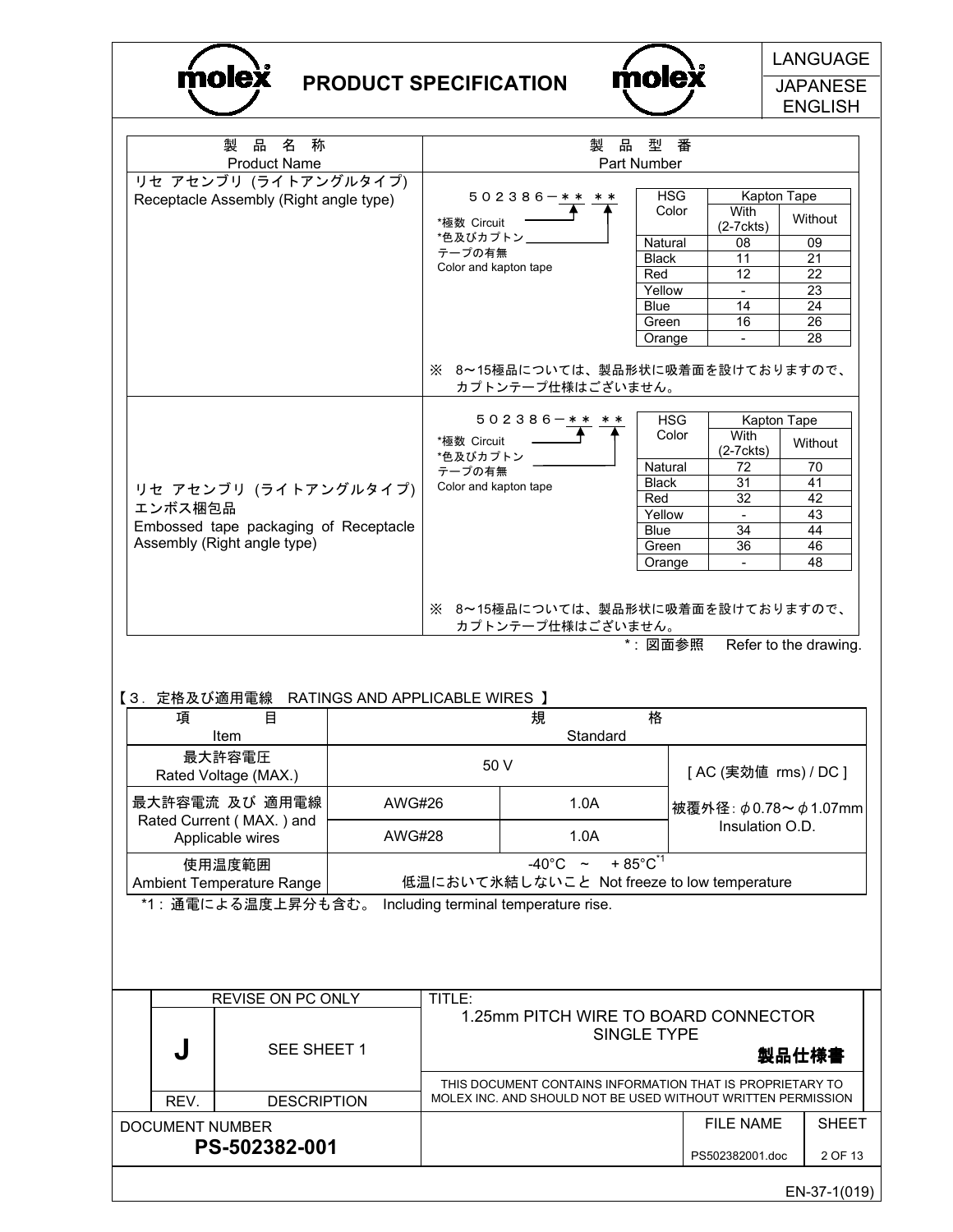| 製 品 名 称<br>Product Name | 製 品 型 番<br>Part Number |
|---|---|
| リセ アセンブリ (ライトアングルタイプ)<br>Receptacle Assembly (Right angle type) | ５０２３８６－＊＊ ＊＊<br>*極数 Circuit<br>*色及びカプトンテープの有無<br>Color and kapton tape<br><br>※ 8～15極品については、製品形状に吸着面を設けておりますので、カプトンテープ仕様はございません。 |
| リセ アセンブリ (ライトアングルタイプ)<br>エンボス梱包品<br>Embossed tape packaging of Receptacle Assembly (Right angle type) | ５０２３８６－＊＊ ＊＊<br>*極数 Circuit<br>*色及びカプトンテープの有無<br>Color and kapton tape<br><br>※ 8～15極品については、製品形状に吸着面を設けておりますので、カプトンテープ仕様はございません。 |

Receptacle Assembly (Right angle type):

| HSG Color | Kapton Tape | |
|---|---|---|
| | With (2-7ckts) | Without |
| Natural | 08 | 09 |
| Black | 11 | 21 |
| Red | 12 | 22 |
| Yellow | - | 23 |
| Blue | 14 | 24 |
| Green | 16 | 26 |
| Orange | - | 28 |

Embossed tape packaging of Receptacle Assembly (Right angle type):

| HSG Color | Kapton Tape | |
|---|---|---|
| | With (2-7ckts) | Without |
| Natural | 72 | 70 |
| Black | 31 | 41 |
| Red | 32 | 42 |
| Yellow | - | 43 |
| Blue | 34 | 44 |
| Green | 36 | 46 |
| Orange | - | 48 |

＊: 図面参照　Refer to the drawing.

## 【3．定格及び適用電線　RATINGS AND APPLICABLE WIRES 】

| 項 目<br>Item | 規 格<br>Standard | | |
|---|---|---|---|
| 最大許容電圧<br>Rated Voltage (MAX.) | 50 V | | [ AC (実効値 rms) / DC ] |
| 最大許容電流 及び 適用電線<br>Rated Current ( MAX. ) and Applicable wires | AWG#26 | 1.0A | 被覆外径: φ0.78～φ1.07mm<br>Insulation O.D. |
| | AWG#28 | 1.0A | |
| 使用温度範囲<br>Ambient Temperature Range | -40°C ～ ＋85°C*1<br>低温において氷結しないこと Not freeze to low temperature | | |

*1 : 通電による温度上昇分も含む。 Including terminal temperature rise.

| REV. | DESCRIPTION | TITLE: |
|---|---|---|
| J | SEE SHEET 1 | 1.25mm PITCH WIRE TO BOARD CONNECTOR SINGLE TYPE 製品仕様書 |

THIS DOCUMENT CONTAINS INFORMATION THAT IS PROPRIETARY TO MOLEX INC. AND SHOULD NOT BE USED WITHOUT WRITTEN PERMISSION

DOCUMENT NUMBER: PS-502382-001　FILE NAME: PS502382001.doc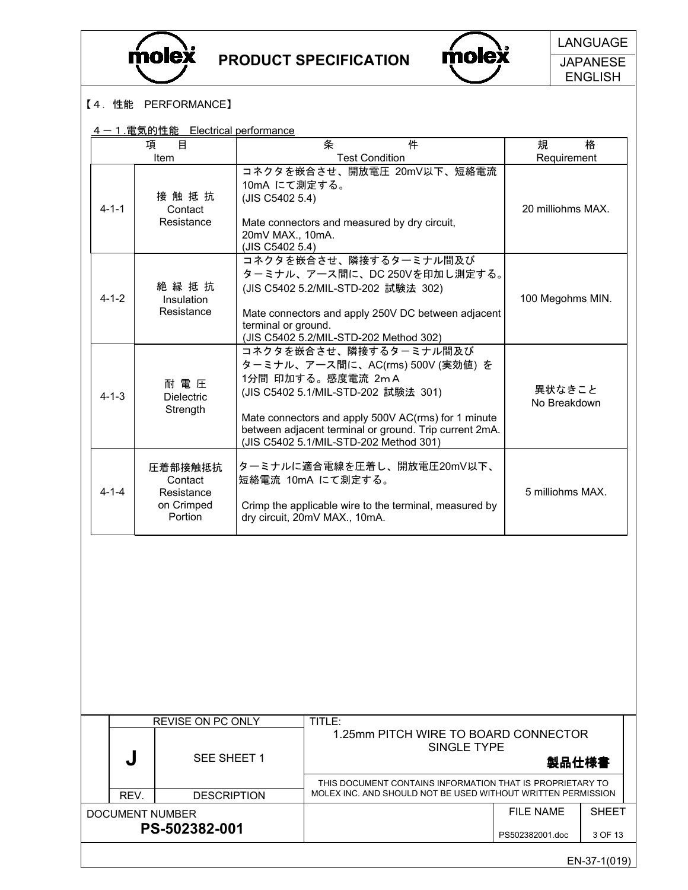【4．性能　PERFORMANCE】

4－1.電気的性能　Electrical performance

| 項　目<br>Item | | 条　件<br>Test Condition | 規　格<br>Requirement |
|---|---|---|---|
| 4-1-1 | 接 触 抵 抗<br>Contact Resistance | コネクタを嵌合させ、開放電圧 20mV以下、短絡電流 10mA にて測定する。<br>(JIS C5402 5.4)<br><br>Mate connectors and measured by dry circuit, 20mV MAX., 10mA.<br>(JIS C5402 5.4) | 20 milliohms MAX. |
| 4-1-2 | 絶 縁 抵 抗<br>Insulation Resistance | コネクタを嵌合させ、隣接するターミナル間及びターミナル、アース間に、DC 250Vを印加し測定する。<br>(JIS C5402 5.2/MIL-STD-202 試験法 302)<br><br>Mate connectors and apply 250V DC between adjacent terminal or ground.<br>(JIS C5402 5.2/MIL-STD-202 Method 302) | 100 Megohms MIN. |
| 4-1-3 | 耐 電 圧<br>Dielectric Strength | コネクタを嵌合させ、隣接するターミナル間及びターミナル、アース間に、AC(rms) 500V (実効値) を1分間 印加する。感度電流 2ｍA<br>(JIS C5402 5.1/MIL-STD-202 試験法 301)<br><br>Mate connectors and apply 500V AC(rms) for 1 minute between adjacent terminal or ground. Trip current 2mA.<br>(JIS C5402 5.1/MIL-STD-202 Method 301) | 異状なきこと<br>No Breakdown |
| 4-1-4 | 圧着部接触抵抗<br>Contact Resistance on Crimped Portion | ターミナルに適合電線を圧着し、開放電圧20mV以下、短絡電流 10mA にて測定する。<br><br>Crimp the applicable wire to the terminal, measured by dry circuit, 20mV MAX., 10mA. | 5 milliohms MAX. |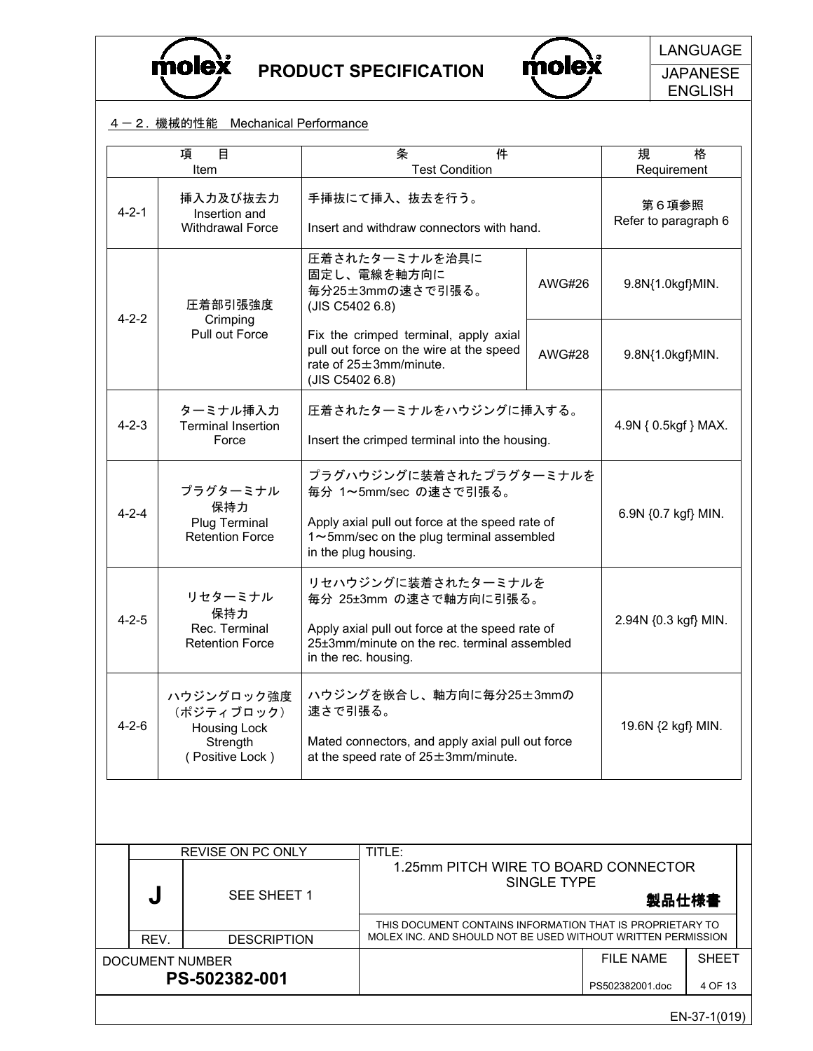## ４－２．機械的性能　Mechanical Performance

| 項目<br>Item | | 条件<br>Test Condition | | 規格<br>Requirement |
|---|---|---|---|---|
| 4-2-1 | 挿入力及び抜去力<br>Insertion and Withdrawal Force | 手挿抜にて挿入、抜去を行う。<br>Insert and withdraw connectors with hand. | | 第６項参照<br>Refer to paragraph 6 |
| 4-2-2 | 圧着部引張強度<br>Crimping Pull out Force | 圧着されたターミナルを治具に固定し、電線を軸方向に毎分25±3mmの速さで引張る。(JIS C5402 6.8)<br>Fix the crimped terminal, apply axial pull out force on the wire at the speed rate of 25±3mm/minute. (JIS C5402 6.8) | AWG#26 | 9.8N{1.0kgf}MIN. |
| | | | AWG#28 | 9.8N{1.0kgf}MIN. |
| 4-2-3 | ターミナル挿入力<br>Terminal Insertion Force | 圧着されたターミナルをハウジングに挿入する。<br>Insert the crimped terminal into the housing. | | 4.9N { 0.5kgf } MAX. |
| 4-2-4 | プラグターミナル保持力<br>Plug Terminal Retention Force | プラグハウジングに装着されたプラグターミナルを毎分 1～5mm/sec の速さで引張る。<br>Apply axial pull out force at the speed rate of 1～5mm/sec on the plug terminal assembled in the plug housing. | | 6.9N {0.7 kgf} MIN. |
| 4-2-5 | リセターミナル保持力<br>Rec. Terminal Retention Force | リセハウジングに装着されたターミナルを毎分 25±3mm の速さで軸方向に引張る。<br>Apply axial pull out force at the speed rate of 25±3mm/minute on the rec. terminal assembled in the rec. housing. | | 2.94N {0.3 kgf} MIN. |
| 4-2-6 | ハウジングロック強度（ポジティブロック）<br>Housing Lock Strength ( Positive Lock ) | ハウジングを嵌合し、軸方向に毎分25±3mmの速さで引張る。<br>Mated connectors, and apply axial pull out force at the speed rate of 25±3mm/minute. | | 19.6N {2 kgf} MIN. |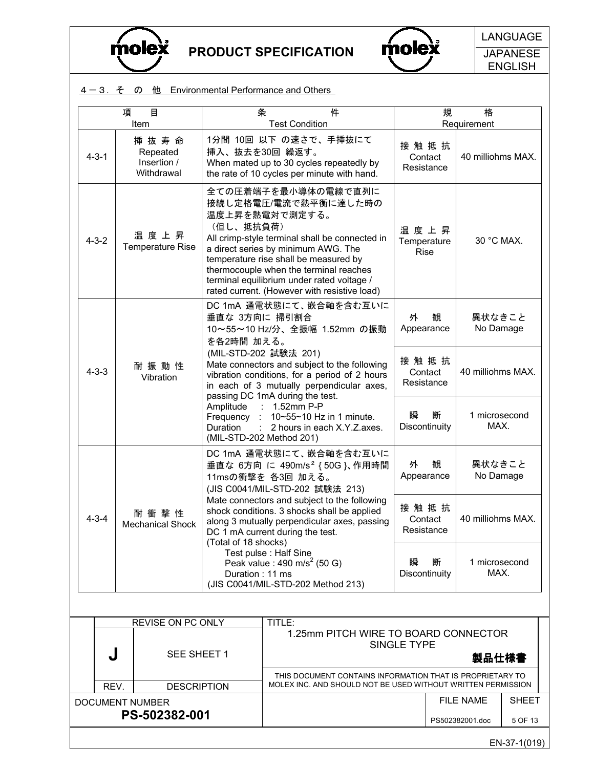## 4－3．その 他 Environmental Performance and Others

| 項目 Item | | 条件 Test Condition | 規格 Requirement | |
|---|---|---|---|---|
| 4-3-1 | 挿抜寿命 Repeated Insertion / Withdrawal | 1分間 10回 以下 の速さで、手挿抜にて挿入、抜去を30回 繰返す。<br>When mated up to 30 cycles repeatedly by the rate of 10 cycles per minute with hand. | 接触抵抗 Contact Resistance | 40 milliohms MAX. |
| 4-3-2 | 温度上昇 Temperature Rise | 全ての圧着端子を最小導体の電線で直列に接続し定格電圧/電流で熱平衡に達した時の温度上昇を熱電対で測定する。（但し、抵抗負荷）<br>All crimp-style terminal shall be connected in a direct series by minimum AWG. The temperature rise shall be measured by thermocouple when the terminal reaches terminal equilibrium under rated voltage / rated current. (However with resistive load) | 温度上昇 Temperature Rise | 30 °C MAX. |
| 4-3-3 | 耐振動性 Vibration | DC 1mA 通電状態にて、嵌合軸を含む互いに垂直な 3方向に 掃引割合 10～55～10 Hz/分、全振幅 1.52mm の振動を各2時間 加える。(MIL-STD-202 試験法 201)<br>Mate connectors and subject to the following vibration conditions, for a period of 2 hours in each of 3 mutually perpendicular axes, passing DC 1mA during the test.<br>Amplitude : 1.52mm P-P<br>Frequency : 10~55~10 Hz in 1 minute.<br>Duration : 2 hours in each X.Y.Z.axes.<br>(MIL-STD-202 Method 201) | 外観 Appearance | 異状なきこと No Damage |
| | | | 接触抵抗 Contact Resistance | 40 milliohms MAX. |
| | | | 瞬断 Discontinuity | 1 microsecond MAX. |
| 4-3-4 | 耐衝撃性 Mechanical Shock | DC 1mA 通電状態にて、嵌合軸を含む互いに垂直な 6方向 に 490m/s² {50G}、作用時間 11msの衝撃を 各3回 加える。(JIS C0041/MIL-STD-202 試験法 213)<br>Mate connectors and subject to the following shock conditions. 3 shocks shall be applied along 3 mutually perpendicular axes, passing DC 1 mA current during the test. (Total of 18 shocks)<br>Test pulse : Half Sine<br>Peak value : 490 $m/s^2$ (50 G)<br>Duration : 11 ms<br>(JIS C0041/MIL-STD-202 Method 213) | 外観 Appearance | 異状なきこと No Damage |
| | | | 接触抵抗 Contact Resistance | 40 milliohms MAX. |
| | | | 瞬断 Discontinuity | 1 microsecond MAX. |

| REVISE ON PC ONLY | | TITLE: 1.25mm PITCH WIRE TO BOARD CONNECTOR SINGLE TYPE 製品仕様書 |
|---|---|---|
| J | SEE SHEET 1 | THIS DOCUMENT CONTAINS INFORMATION THAT IS PROPRIETARY TO MOLEX INC. AND SHOULD NOT BE USED WITHOUT WRITTEN PERMISSION |
| REV. | DESCRIPTION | |

DOCUMENT NUMBER: **PS-502382-001** | FILE NAME: PS502382001.doc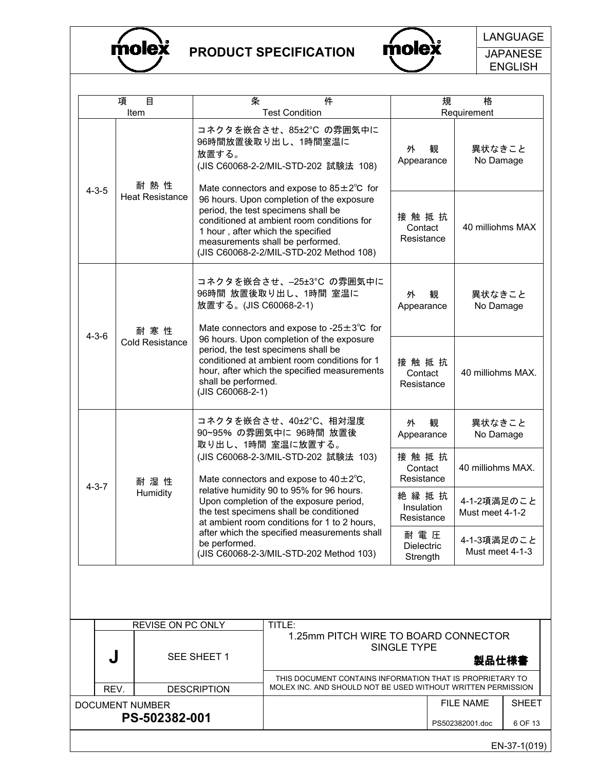| 項　目 Item | | 条　件 Test Condition | 規　格 Requirement | |
|---|---|---|---|---|
| 4-3-5 | 耐 熱 性 Heat Resistance | コネクタを嵌合させ、85±2°C の雰囲気中に96時間放置後取り出し、1時間室温に放置する。(JIS C60068-2-2/MIL-STD-202 試験法 108) Mate connectors and expose to 85±2℃ for 96 hours. Upon completion of the exposure period, the test specimens shall be conditioned at ambient room conditions for 1 hour , after which the specified measurements shall be performed. (JIS C60068-2-2/MIL-STD-202 Method 108) | 外　観 Appearance | 異状なきこと No Damage |
| | | | 接 触 抵 抗 Contact Resistance | 40 milliohms MAX |
| 4-3-6 | 耐 寒 性 Cold Resistance | コネクタを嵌合させ、–25±3°C の雰囲気中に96時間 放置後取り出し、1時間 室温に放置する。(JIS C60068-2-1) Mate connectors and expose to -25±3℃ for 96 hours. Upon completion of the exposure period, the test specimens shall be conditioned at ambient room conditions for 1 hour, after which the specified measurements shall be performed. (JIS C60068-2-1) | 外　観 Appearance | 異状なきこと No Damage |
| | | | 接 触 抵 抗 Contact Resistance | 40 milliohms MAX. |
| 4-3-7 | 耐 湿 性 Humidity | コネクタを嵌合させ、40±2°C、相対湿度90~95% の雰囲気中に 96時間 放置後取り出し、1時間 室温に放置する。(JIS C60068-2-3/MIL-STD-202 試験法 103) Mate connectors and expose to 40±2℃, relative humidity 90 to 95% for 96 hours. Upon completion of the exposure period, the test specimens shall be conditioned at ambient room conditions for 1 to 2 hours, after which the specified measurements shall be performed. (JIS C60068-2-3/MIL-STD-202 Method 103) | 外　観 Appearance | 異状なきこと No Damage |
| | | | 接 触 抵 抗 Contact Resistance | 40 milliohms MAX. |
| | | | 絶 縁 抵 抗 Insulation Resistance | 4-1-2項満足のこと Must meet 4-1-2 |
| | | | 耐 電 圧 Dielectric Strength | 4-1-3項満足のこと Must meet 4-1-3 |

| REV. | DESCRIPTION | TITLE: |
|---|---|---|
| J | SEE SHEET 1 | 1.25mm PITCH WIRE TO BOARD CONNECTOR SINGLE TYPE 製品仕様書 |

REVISE ON PC ONLY

THIS DOCUMENT CONTAINS INFORMATION THAT IS PROPRIETARY TO MOLEX INC. AND SHOULD NOT BE USED WITHOUT WRITTEN PERMISSION

DOCUMENT NUMBER: PS-502382-001

FILE NAME: PS502382001.doc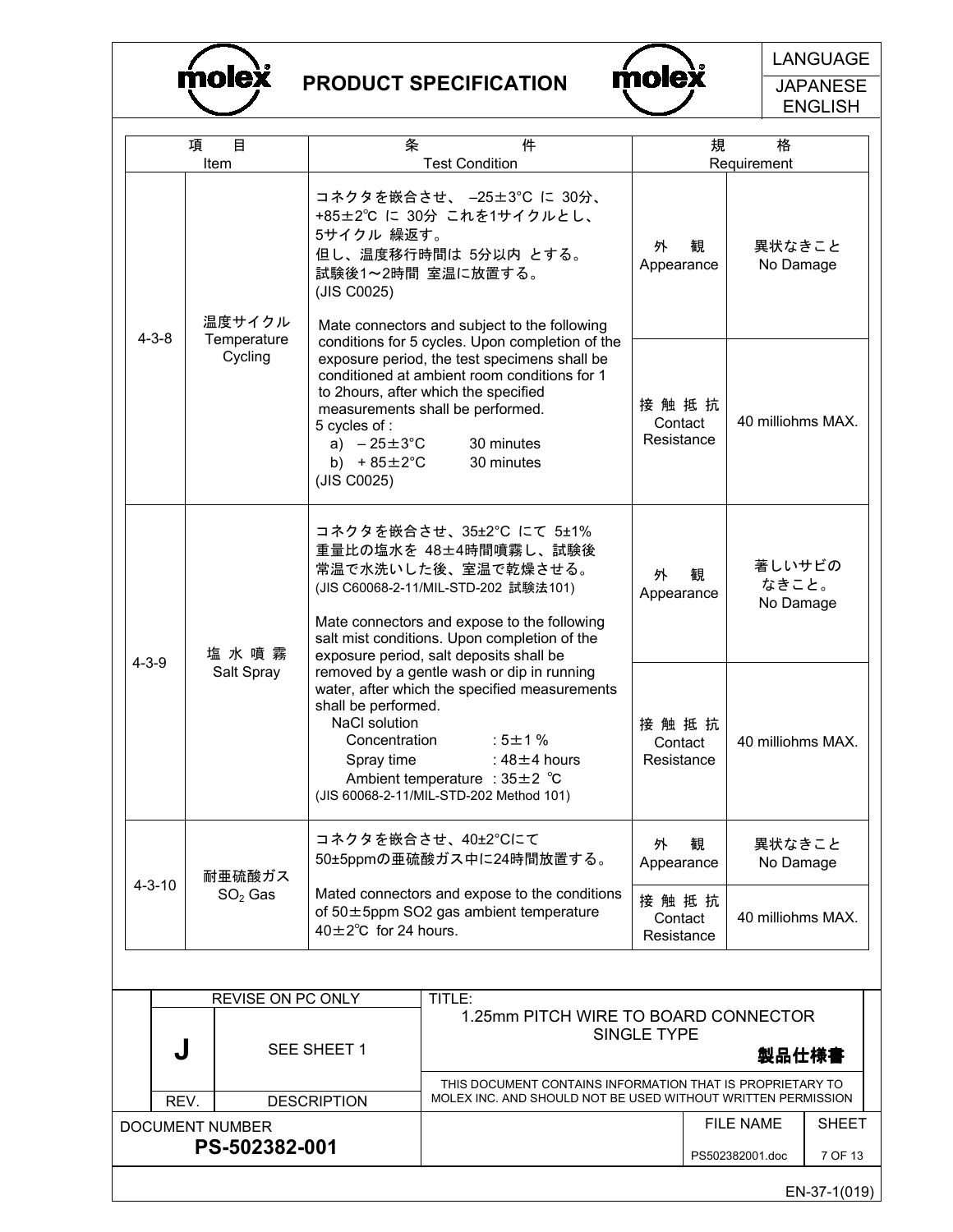| 項目 Item | | 条件 Test Condition | 規格 Requirement | |
|---|---|---|---|---|
| 4-3-8 | 温度サイクル Temperature Cycling | コネクタを嵌合させ、 –25±3°C に 30分、+85±2℃ に 30分 これを1サイクルとし、5サイクル 繰返す。 但し、温度移行時間は 5分以内 とする。 試験後1～2時間 室温に放置する。 (JIS C0025)<br><br>Mate connectors and subject to the following conditions for 5 cycles. Upon completion of the exposure period, the test specimens shall be conditioned at ambient room conditions for 1 to 2hours, after which the specified measurements shall be performed.<br>5 cycles of :<br>a) – 25±3°C 30 minutes<br>b) + 85±2°C 30 minutes<br>(JIS C0025) | 外 観 Appearance | 異状なきこと No Damage |
| | | | 接触抵抗 Contact Resistance | 40 milliohms MAX. |
| 4-3-9 | 塩水噴霧 Salt Spray | コネクタを嵌合させ、35±2°C にて 5±1% 重量比の塩水を 48±4時間噴霧し、試験後常温で水洗いした後、室温で乾燥させる。 (JIS C60068-2-11/MIL-STD-202 試験法101)<br><br>Mate connectors and expose to the following salt mist conditions. Upon completion of the exposure period, salt deposits shall be removed by a gentle wash or dip in running water, after which the specified measurements shall be performed.<br>NaCl solution<br>Concentration : 5±1 %<br>Spray time : 48±4 hours<br>Ambient temperature : 35±2 ℃<br>(JIS 60068-2-11/MIL-STD-202 Method 101) | 外 観 Appearance | 著しいサビのなきこと。 No Damage |
| | | | 接触抵抗 Contact Resistance | 40 milliohms MAX. |
| 4-3-10 | 耐亜硫酸ガス $SO_2$ Gas | コネクタを嵌合させ、40±2°Cにて 50±5ppmの亜硫酸ガス中に24時間放置する。<br><br>Mated connectors and expose to the conditions of 50±5ppm SO2 gas ambient temperature 40±2℃ for 24 hours. | 外 観 Appearance | 異状なきこと No Damage |
| | | | 接触抵抗 Contact Resistance | 40 milliohms MAX. |

| REV. | DESCRIPTION | TITLE |
|---|---|---|
| J | REVISE ON PC ONLY<br>SEE SHEET 1 | 1.25mm PITCH WIRE TO BOARD CONNECTOR SINGLE TYPE<br>**製品仕様書** |

THIS DOCUMENT CONTAINS INFORMATION THAT IS PROPRIETARY TO MOLEX INC. AND SHOULD NOT BE USED WITHOUT WRITTEN PERMISSION

| DOCUMENT NUMBER | FILE NAME | SHEET |
|---|---|---|
| **PS-502382-001** | PS502382001.doc | 7 OF 13 |

EN-37-1(019)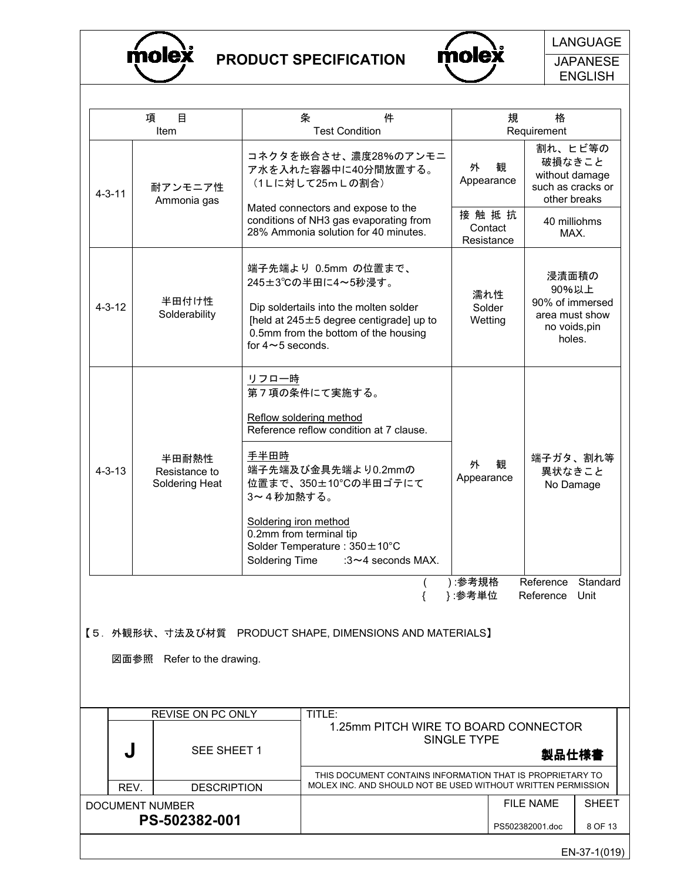| 項　　目<br>Item | | 条　　　　件<br>Test Condition | 規　　　格<br>Requirement | |
|---|---|---|---|---|
| 4-3-11 | 耐アンモニア性<br>Ammonia gas | コネクタを嵌合させ、濃度28%のアンモニア水を入れた容器中に40分間放置する。<br>（1Lに対して25mLの割合）<br>Mated connectors and expose to the conditions of $NH_3$ gas evaporating from 28% Ammonia solution for 40 minutes. | 外　観<br>Appearance | 割れ、ヒビ等の破損なきこと<br>without damage such as cracks or other breaks |
| | | | 接触抵抗<br>Contact Resistance | 40 milliohms MAX. |
| 4-3-12 | 半田付け性<br>Solderability | 端子先端より 0.5mm の位置まで、245±3℃の半田に4～5秒浸す。<br>Dip soldertails into the molten solder [held at 245±5 degree centigrade] up to 0.5mm from the bottom of the housing for 4～5 seconds. | 濡れ性<br>Solder Wetting | 浸漬面積の90%以上<br>90% of immersed area must show no voids,pin holes. |
| 4-3-13 | 半田耐熱性<br>Resistance to Soldering Heat | <u>リフロー時</u><br>第７項の条件にて実施する。<br><u>Reflow soldering method</u><br>Reference reflow condition at 7 clause.<br><u>手半田時</u><br>端子先端及び金具先端より0.2mmの位置まで、350±10°Cの半田ゴテにて3～４秒加熱する。<br><u>Soldering iron method</u><br>0.2mm from terminal tip<br>Solder Temperature : 350±10°C<br>Soldering Time　:3～4 seconds MAX. | 外　観<br>Appearance | 端子ガタ、割れ等異状なきこと<br>No Damage |

(　　):参考規格　Reference Standard
{　　}:参考単位　Reference Unit

【5．外観形状、寸法及び材質　PRODUCT SHAPE, DIMENSIONS AND MATERIALS】

図面参照　Refer to the drawing.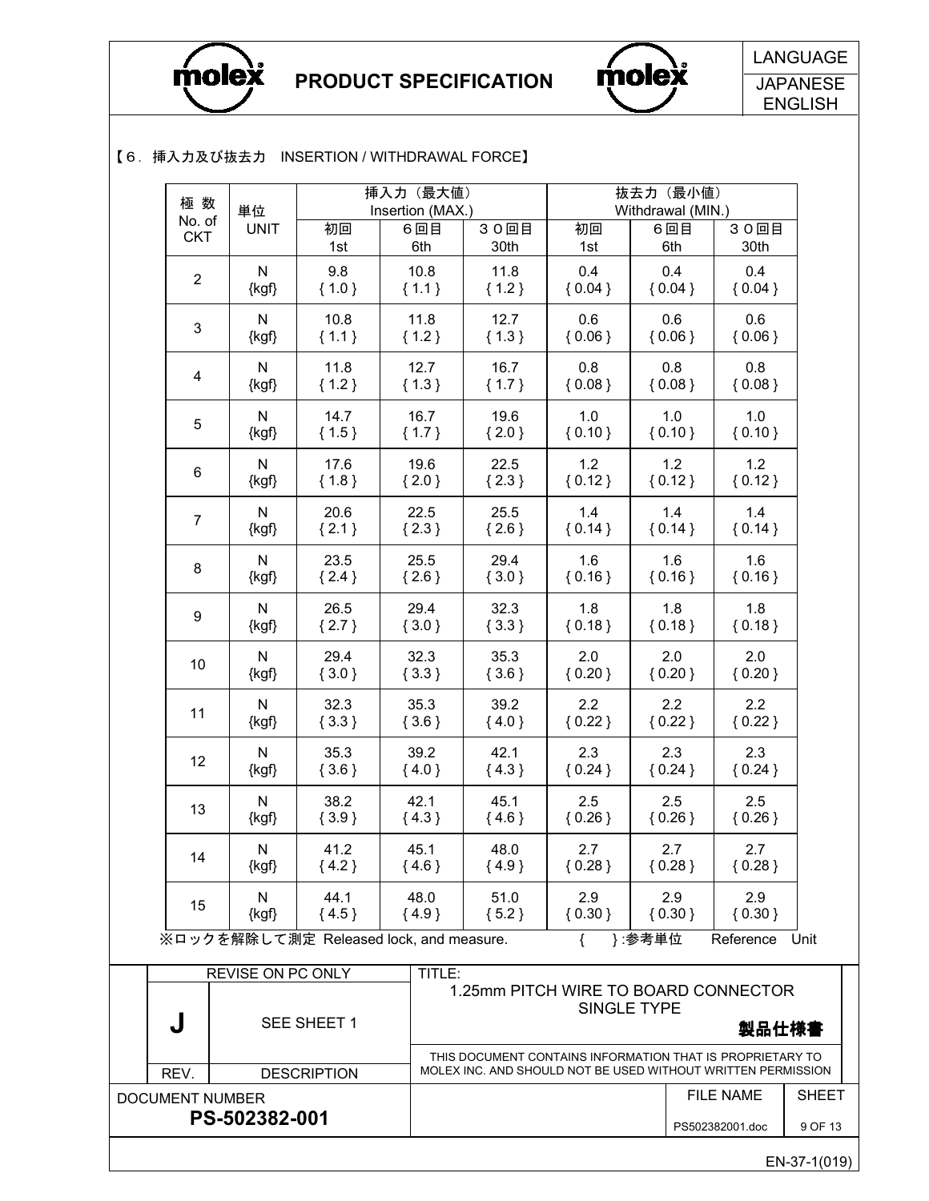【６．挿入力及び抜去力　INSERTION / WITHDRAWAL FORCE】

| 極 数 No. of CKT | 単位 UNIT | 挿入力（最大値） Insertion (MAX.) | | | 抜去力（最小値） Withdrawal (MIN.) | | |
|---|---|---|---|---|---|---|---|
| | | 初回 1st | ６回目 6th | ３０回目 30th | 初回 1st | ６回目 6th | ３０回目 30th |
| 2 | N {kgf} | 9.8 { 1.0 } | 10.8 { 1.1 } | 11.8 { 1.2 } | 0.4 { 0.04 } | 0.4 { 0.04 } | 0.4 { 0.04 } |
| 3 | N {kgf} | 10.8 { 1.1 } | 11.8 { 1.2 } | 12.7 { 1.3 } | 0.6 { 0.06 } | 0.6 { 0.06 } | 0.6 { 0.06 } |
| 4 | N {kgf} | 11.8 { 1.2 } | 12.7 { 1.3 } | 16.7 { 1.7 } | 0.8 { 0.08 } | 0.8 { 0.08 } | 0.8 { 0.08 } |
| 5 | N {kgf} | 14.7 { 1.5 } | 16.7 { 1.7 } | 19.6 { 2.0 } | 1.0 { 0.10 } | 1.0 { 0.10 } | 1.0 { 0.10 } |
| 6 | N {kgf} | 17.6 { 1.8 } | 19.6 { 2.0 } | 22.5 { 2.3 } | 1.2 { 0.12 } | 1.2 { 0.12 } | 1.2 { 0.12 } |
| 7 | N {kgf} | 20.6 { 2.1 } | 22.5 { 2.3 } | 25.5 { 2.6 } | 1.4 { 0.14 } | 1.4 { 0.14 } | 1.4 { 0.14 } |
| 8 | N {kgf} | 23.5 { 2.4 } | 25.5 { 2.6 } | 29.4 { 3.0 } | 1.6 { 0.16 } | 1.6 { 0.16 } | 1.6 { 0.16 } |
| 9 | N {kgf} | 26.5 { 2.7 } | 29.4 { 3.0 } | 32.3 { 3.3 } | 1.8 { 0.18 } | 1.8 { 0.18 } | 1.8 { 0.18 } |
| 10 | N {kgf} | 29.4 { 3.0 } | 32.3 { 3.3 } | 35.3 { 3.6 } | 2.0 { 0.20 } | 2.0 { 0.20 } | 2.0 { 0.20 } |
| 11 | N {kgf} | 32.3 { 3.3 } | 35.3 { 3.6 } | 39.2 { 4.0 } | 2.2 { 0.22 } | 2.2 { 0.22 } | 2.2 { 0.22 } |
| 12 | N {kgf} | 35.3 { 3.6 } | 39.2 { 4.0 } | 42.1 { 4.3 } | 2.3 { 0.24 } | 2.3 { 0.24 } | 2.3 { 0.24 } |
| 13 | N {kgf} | 38.2 { 3.9 } | 42.1 { 4.3 } | 45.1 { 4.6 } | 2.5 { 0.26 } | 2.5 { 0.26 } | 2.5 { 0.26 } |
| 14 | N {kgf} | 41.2 { 4.2 } | 45.1 { 4.6 } | 48.0 { 4.9 } | 2.7 { 0.28 } | 2.7 { 0.28 } | 2.7 { 0.28 } |
| 15 | N {kgf} | 44.1 { 4.5 } | 48.0 { 4.9 } | 51.0 { 5.2 } | 2.9 { 0.30 } | 2.9 { 0.30 } | 2.9 { 0.30 } |

※ロックを解除して測定 Released lock, and measure.　　{　}:参考単位　Reference Unit

| REVISE ON PC ONLY | | TITLE: 1.25mm PITCH WIRE TO BOARD CONNECTOR SINGLE TYPE 製品仕様書 | |
|---|---|---|---|
| J | SEE SHEET 1 | THIS DOCUMENT CONTAINS INFORMATION THAT IS PROPRIETARY TO MOLEX INC. AND SHOULD NOT BE USED WITHOUT WRITTEN PERMISSION | |
| REV. | DESCRIPTION | | |
| DOCUMENT NUMBER | PS-502382-001 | FILE NAME PS502382001.doc | SHEET 9 OF 13 |

EN-37-1(019)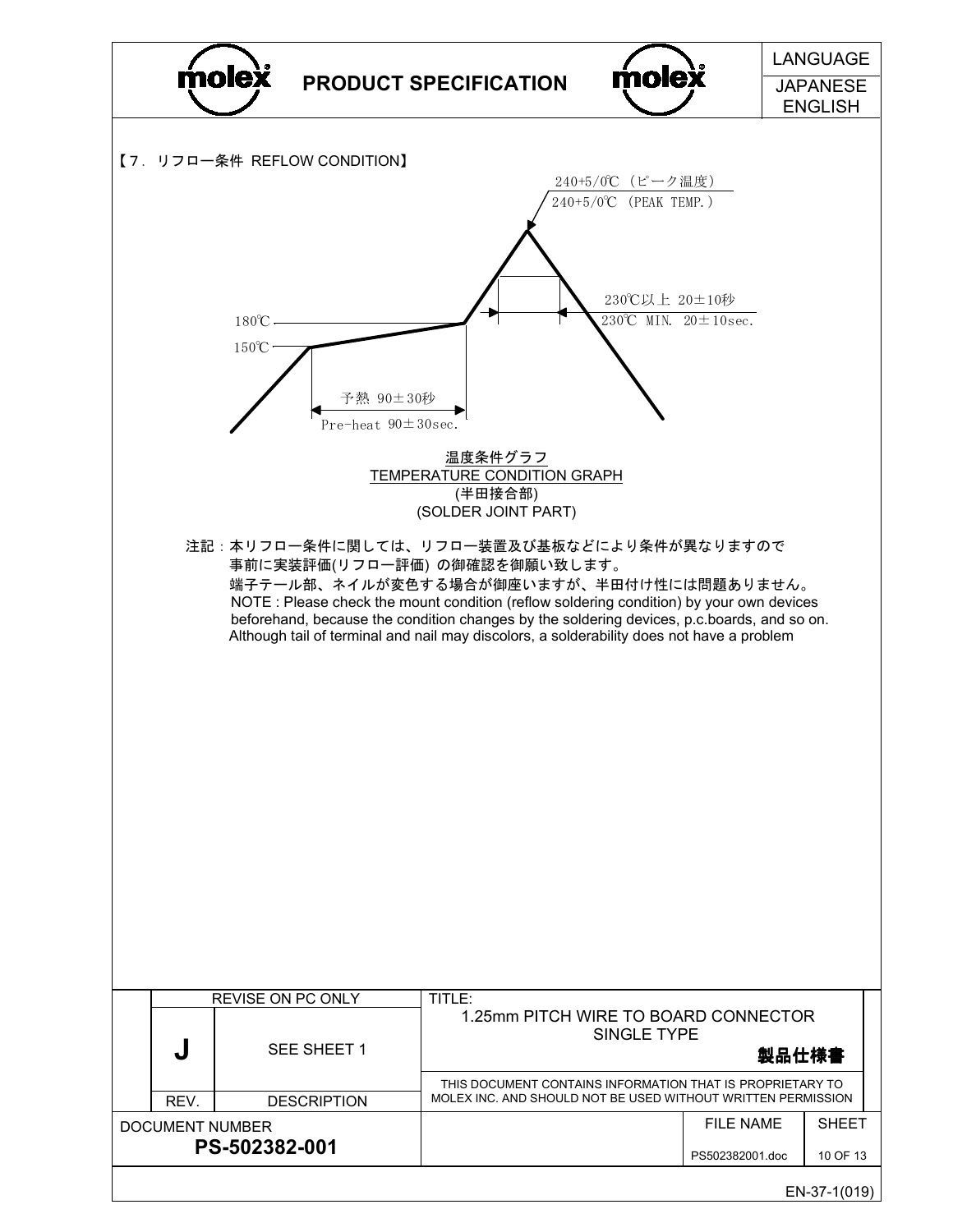## 【7．リフロー条件 REFLOW CONDITION】

240+5/0℃（ピーク温度）
240+5/0℃ (PEAK TEMP.)

230℃以上 20±10秒
230℃ MIN. 20±10sec.

180℃

150℃

予熱 90±30秒
Pre-heat 90±30sec.

温度条件グラフ
TEMPERATURE CONDITION GRAPH
(半田接合部)
(SOLDER JOINT PART)

注記：本リフロー条件に関しては、リフロー装置及び基板などにより条件が異なりますので事前に実装評価(リフロー評価) の御確認を御願い致します。
端子テール部、ネイルが変色する場合が御座いますが、半田付け性には問題ありません。
NOTE : Please check the mount condition (reflow soldering condition) by your own devices beforehand, because the condition changes by the soldering devices, p.c.boards, and so on.
Although tail of terminal and nail may discolors, a solderability does not have a problem

| REV. | DESCRIPTION | TITLE: |
|---|---|---|
| J | SEE SHEET 1 | 1.25mm PITCH WIRE TO BOARD CONNECTOR SINGLE TYPE 製品仕様書 |

REVISE ON PC ONLY

THIS DOCUMENT CONTAINS INFORMATION THAT IS PROPRIETARY TO MOLEX INC. AND SHOULD NOT BE USED WITHOUT WRITTEN PERMISSION

| DOCUMENT NUMBER | FILE NAME | SHEET |
|---|---|---|
| PS-502382-001 | PS502382001.doc | 10 OF 13 |

EN-37-1(019)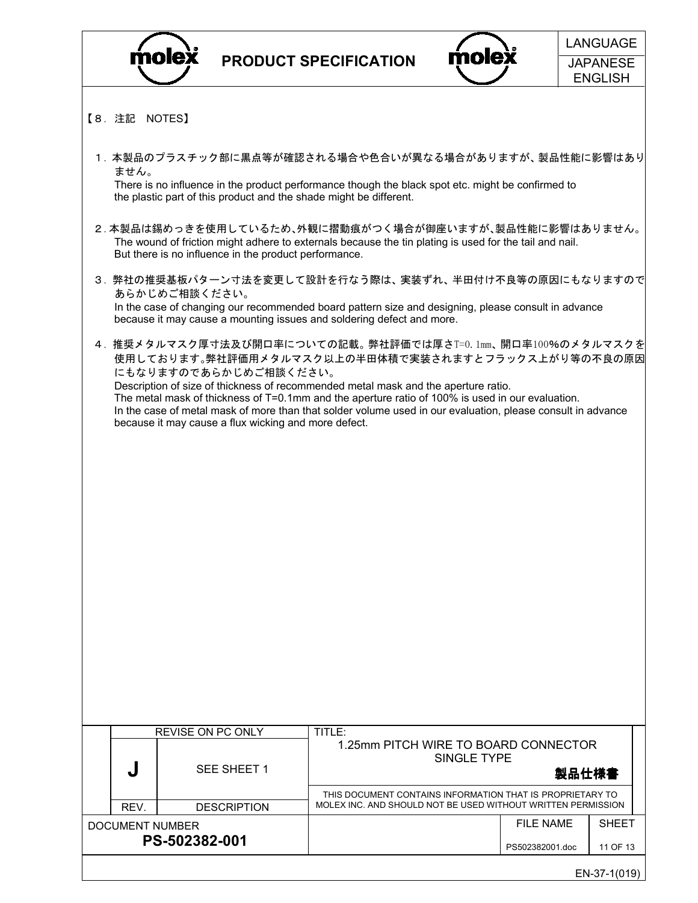【８．注記　NOTES】

1．本製品のプラスチック部に黒点等が確認される場合や色合いが異なる場合がありますが、製品性能に影響はありません。
There is no influence in the product performance though the black spot etc. might be confirmed to the plastic part of this product and the shade might be different.

2．本製品は錫めっきを使用しているため、外観に摺動痕がつく場合が御座いますが、製品性能に影響はありません。
The wound of friction might adhere to externals because the tin plating is used for the tail and nail. But there is no influence in the product performance.

3．弊社の推奨基板パターン寸法を変更して設計を行なう際は、実装ずれ、半田付け不良等の原因にもなりますのであらかじめご相談ください。
In the case of changing our recommended board pattern size and designing, please consult in advance because it may cause a mounting issues and soldering defect and more.

4．推奨メタルマスク厚寸法及び開口率についての記載。弊社評価では厚さT=0.1mm、開口率100%のメタルマスクを使用しております。弊社評価用メタルマスク以上の半田体積で実装されますとフラックス上がり等の不良の原因にもなりますのであらかじめご相談ください。
Description of size of thickness of recommended metal mask and the aperture ratio.
The metal mask of thickness of T=0.1mm and the aperture ratio of 100% is used in our evaluation.
In the case of metal mask of more than that solder volume used in our evaluation, please consult in advance because it may cause a flux wicking and more defect.

| REV. | DESCRIPTION | TITLE |
|---|---|---|
| J | SEE SHEET 1 | 1.25mm PITCH WIRE TO BOARD CONNECTOR SINGLE TYPE 製品仕様書 |

REVISE ON PC ONLY

THIS DOCUMENT CONTAINS INFORMATION THAT IS PROPRIETARY TO MOLEX INC. AND SHOULD NOT BE USED WITHOUT WRITTEN PERMISSION

DOCUMENT NUMBER: PS-502382-001

FILE NAME: PS502382001.doc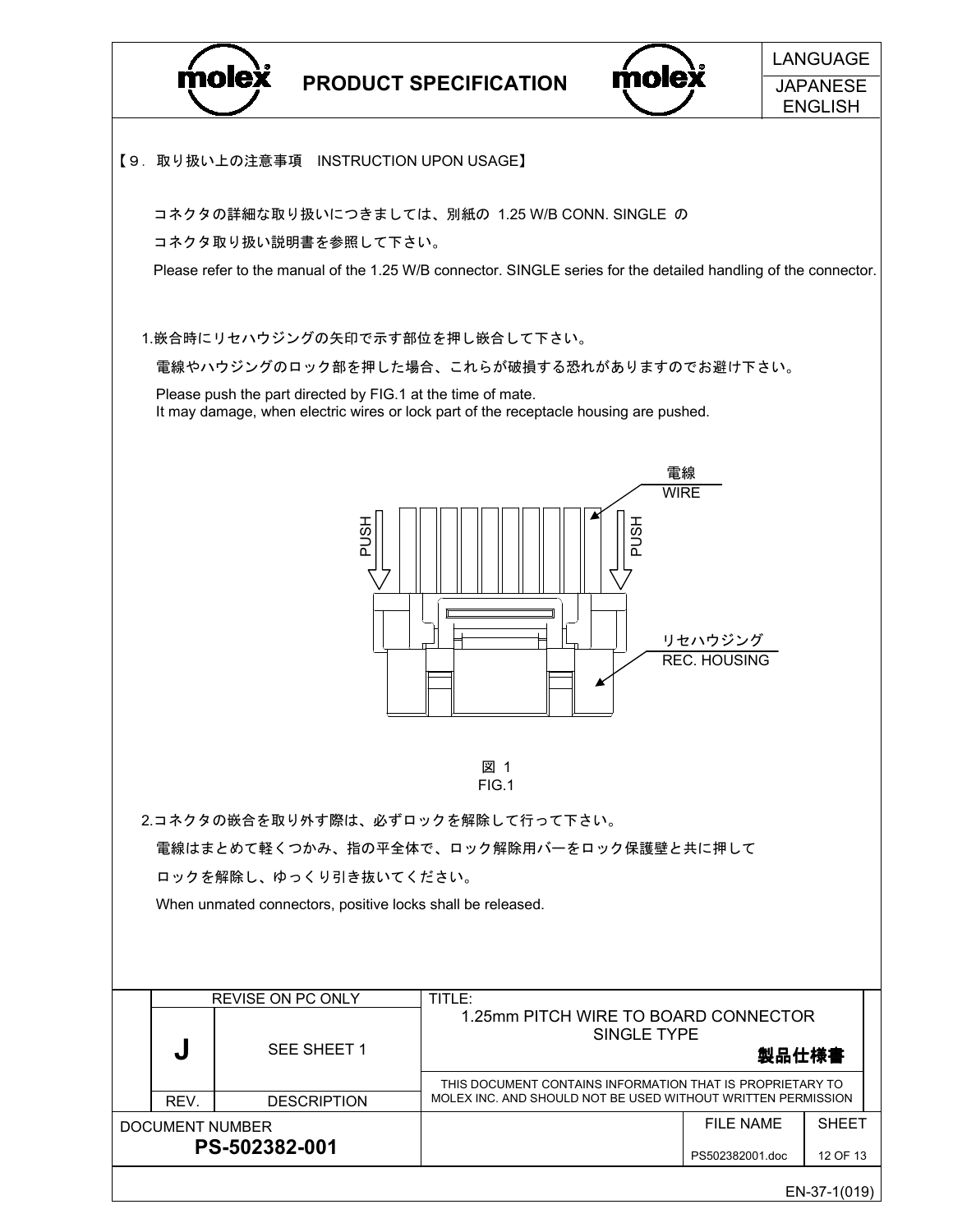【９．取り扱い上の注意事項　INSTRUCTION UPON USAGE】

コネクタの詳細な取り扱いにつきましては、別紙の 1.25 W/B CONN. SINGLE の

コネクタ取り扱い説明書を参照して下さい。

Please refer to the manual of the 1.25 W/B connector. SINGLE series for the detailed handling of the connector.

1.嵌合時にリセハウジングの矢印で示す部位を押し嵌合して下さい。

電線やハウジングのロック部を押した場合、これらが破損する恐れがありますのでお避け下さい。

Please push the part directed by FIG.1 at the time of mate.
It may damage, when electric wires or lock part of the receptacle housing are pushed.

PUSH　PUSH

電線
WIRE

リセハウジング
REC. HOUSING

図 1
FIG.1

2.コネクタの嵌合を取り外す際は、必ずロックを解除して行って下さい。

電線はまとめて軽くつかみ、指の平全体で、ロック解除用バーをロック保護壁と共に押して

ロックを解除し、ゆっくり引き抜いてください。

When unmated connectors, positive locks shall be released.

| REV. | DESCRIPTION | TITLE: |
|---|---|---|
| J | SEE SHEET 1 | 1.25mm PITCH WIRE TO BOARD CONNECTOR SINGLE TYPE 製品仕様書 |

REVISE ON PC ONLY

THIS DOCUMENT CONTAINS INFORMATION THAT IS PROPRIETARY TO MOLEX INC. AND SHOULD NOT BE USED WITHOUT WRITTEN PERMISSION

DOCUMENT NUMBER: PS-502382-001

FILE NAME: PS502382001.doc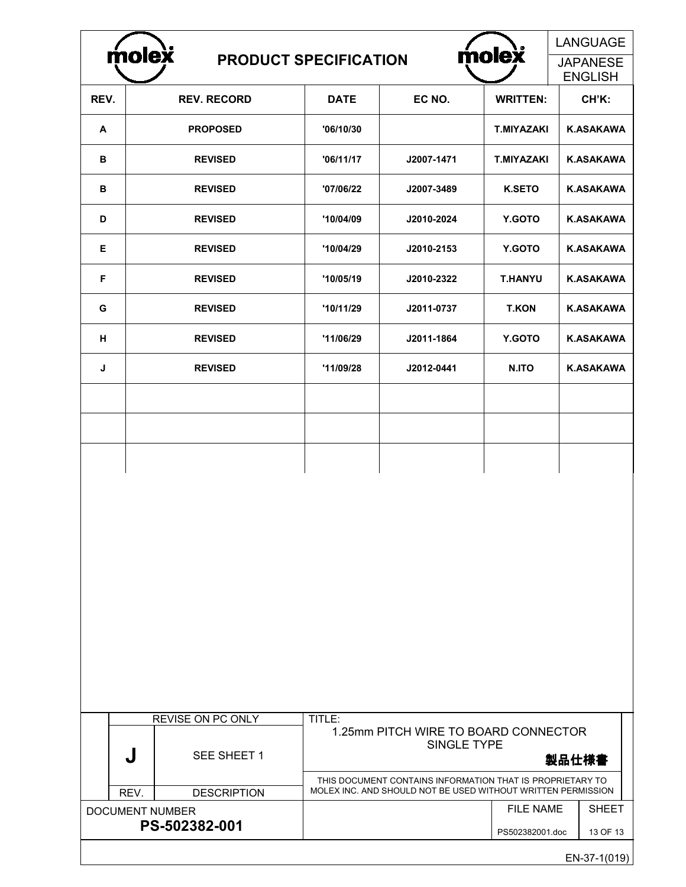# PRODUCT SPECIFICATION

LANGUAGE: JAPANESE / ENGLISH

| REV. | REV. RECORD | DATE | EC NO. | WRITTEN: | CH'K: |
|---|---|---|---|---|---|
| A | PROPOSED | '06/10/30 | | T.MIYAZAKI | K.ASAKAWA |
| B | REVISED | '06/11/17 | J2007-1471 | T.MIYAZAKI | K.ASAKAWA |
| B | REVISED | '07/06/22 | J2007-3489 | K.SETO | K.ASAKAWA |
| D | REVISED | '10/04/09 | J2010-2024 | Y.GOTO | K.ASAKAWA |
| E | REVISED | '10/04/29 | J2010-2153 | Y.GOTO | K.ASAKAWA |
| F | REVISED | '10/05/19 | J2010-2322 | T.HANYU | K.ASAKAWA |
| G | REVISED | '10/11/29 | J2011-0737 | T.KON | K.ASAKAWA |
| H | REVISED | '11/06/29 | J2011-1864 | Y.GOTO | K.ASAKAWA |
| J | REVISED | '11/09/28 | J2012-0441 | N.ITO | K.ASAKAWA |
| | | | | | |
| | | | | | |
| | | | | | |

| REVISE ON PC ONLY | | TITLE: |
|---|---|---|
| J | SEE SHEET 1 | 1.25mm PITCH WIRE TO BOARD CONNECTOR SINGLE TYPE 製品仕様書 |
| REV. | DESCRIPTION | THIS DOCUMENT CONTAINS INFORMATION THAT IS PROPRIETARY TO MOLEX INC. AND SHOULD NOT BE USED WITHOUT WRITTEN PERMISSION |

| DOCUMENT NUMBER | FILE NAME | SHEET |
|---|---|---|
| PS-502382-001 | PS502382001.doc | 13 OF 13 |

EN-37-1(019)